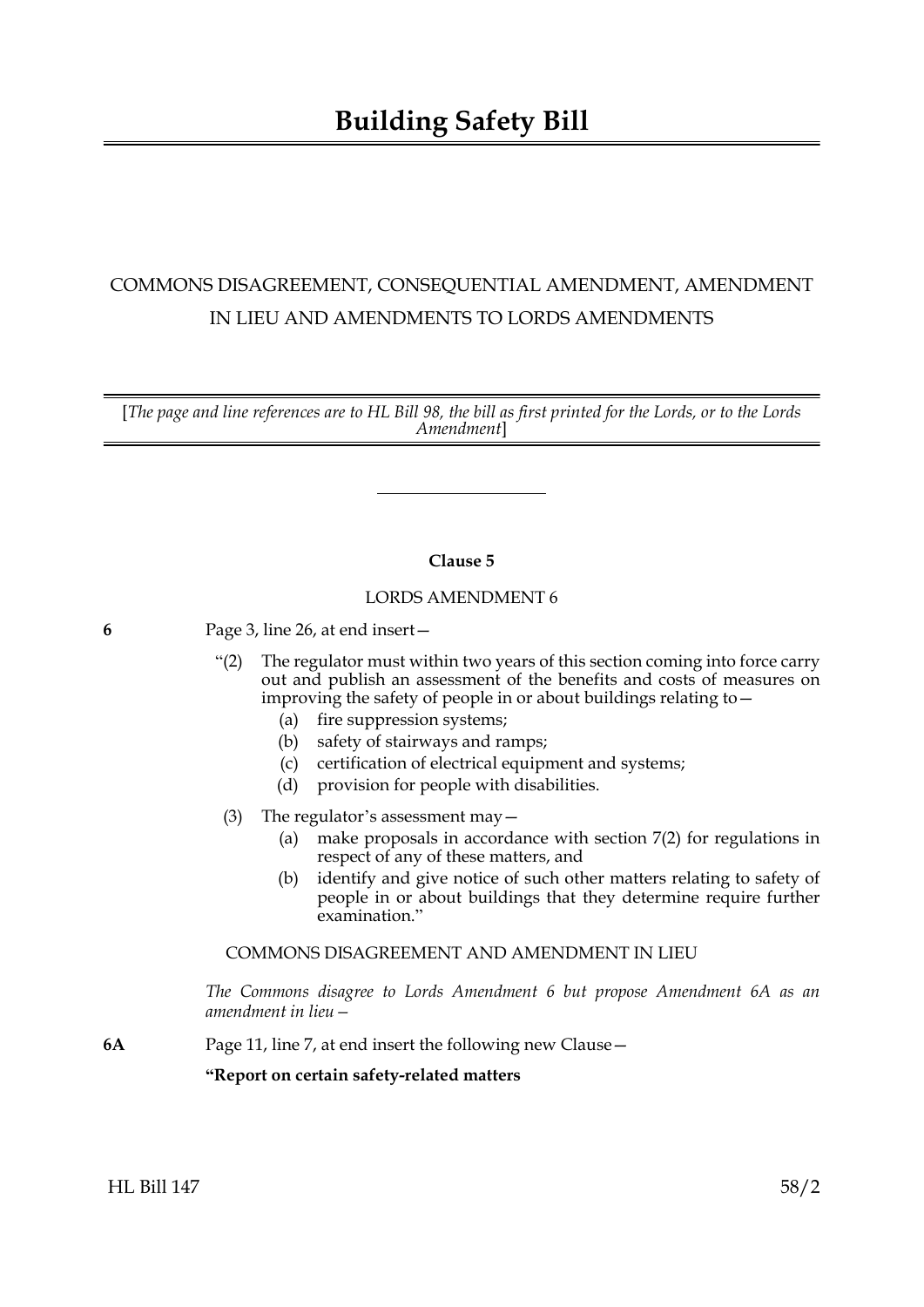# Building Safety Bill

COMMONS DISAGREEMENT, CONSEQUENTIAL AMENDMENT, AMENDMENT IN LIEU AND AMENDMENTS TO LORDS AMENDMENTS

[*The page and line references are to HL Bill 98, the bill as first printed for the Lords, or to the Lords Amendment*]

---

**Clause 5**

LORDS AMENDMENT 6

**6** Page 3, line 26, at end insert—

"(2) The regulator must within two years of this section coming into force carry out and publish an assessment of the benefits and costs of measures on improving the safety of people in or about buildings relating to—

(a) fire suppression systems;

(b) safety of stairways and ramps;

(c) certification of electrical equipment and systems;

(d) provision for people with disabilities.

(3) The regulator's assessment may—

(a) make proposals in accordance with section 7(2) for regulations in respect of any of these matters, and

(b) identify and give notice of such other matters relating to safety of people in or about buildings that they determine require further examination."

COMMONS DISAGREEMENT AND AMENDMENT IN LIEU

*The Commons disagree to Lords Amendment 6 but propose Amendment 6A as an amendment in lieu—*

**6A** Page 11, line 7, at end insert the following new Clause—

**"Report on certain safety-related matters**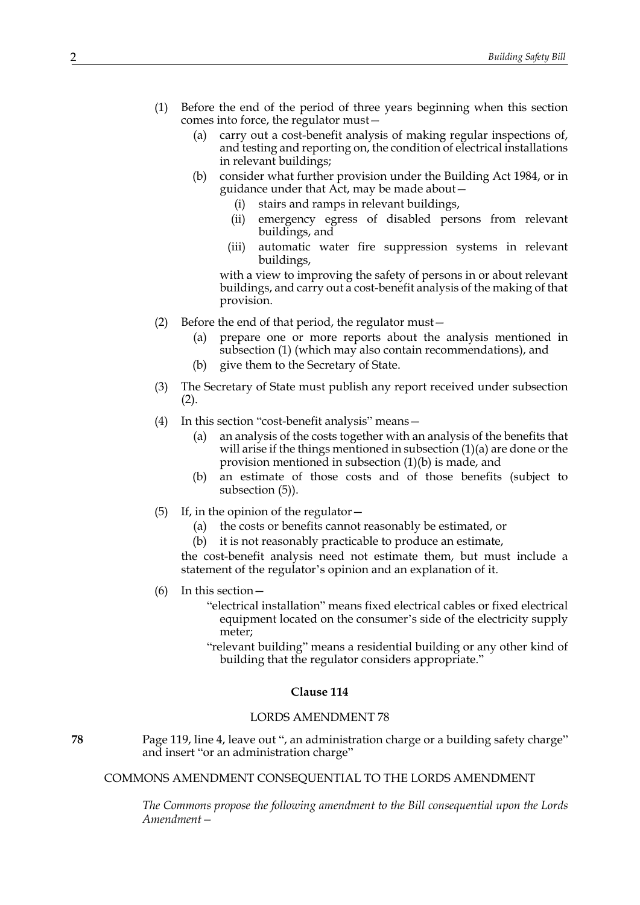(1) Before the end of the period of three years beginning when this section comes into force, the regulator must—

   (a) carry out a cost-benefit analysis of making regular inspections of, and testing and reporting on, the condition of electrical installations in relevant buildings;

   (b) consider what further provision under the Building Act 1984, or in guidance under that Act, may be made about—

      (i) stairs and ramps in relevant buildings,

      (ii) emergency egress of disabled persons from relevant buildings, and

      (iii) automatic water fire suppression systems in relevant buildings,

   with a view to improving the safety of persons in or about relevant buildings, and carry out a cost-benefit analysis of the making of that provision.

(2) Before the end of that period, the regulator must—

   (a) prepare one or more reports about the analysis mentioned in subsection (1) (which may also contain recommendations), and

   (b) give them to the Secretary of State.

(3) The Secretary of State must publish any report received under subsection (2).

(4) In this section "cost-benefit analysis" means—

   (a) an analysis of the costs together with an analysis of the benefits that will arise if the things mentioned in subsection (1)(a) are done or the provision mentioned in subsection (1)(b) is made, and

   (b) an estimate of those costs and of those benefits (subject to subsection (5)).

(5) If, in the opinion of the regulator—

   (a) the costs or benefits cannot reasonably be estimated, or

   (b) it is not reasonably practicable to produce an estimate,

   the cost-benefit analysis need not estimate them, but must include a statement of the regulator's opinion and an explanation of it.

(6) In this section—

   "electrical installation" means fixed electrical cables or fixed electrical equipment located on the consumer's side of the electricity supply meter;

   "relevant building" means a residential building or any other kind of building that the regulator considers appropriate."

**Clause 114**

LORDS AMENDMENT 78

**78** Page 119, line 4, leave out ", an administration charge or a building safety charge" and insert "or an administration charge"

COMMONS AMENDMENT CONSEQUENTIAL TO THE LORDS AMENDMENT

*The Commons propose the following amendment to the Bill consequential upon the Lords Amendment—*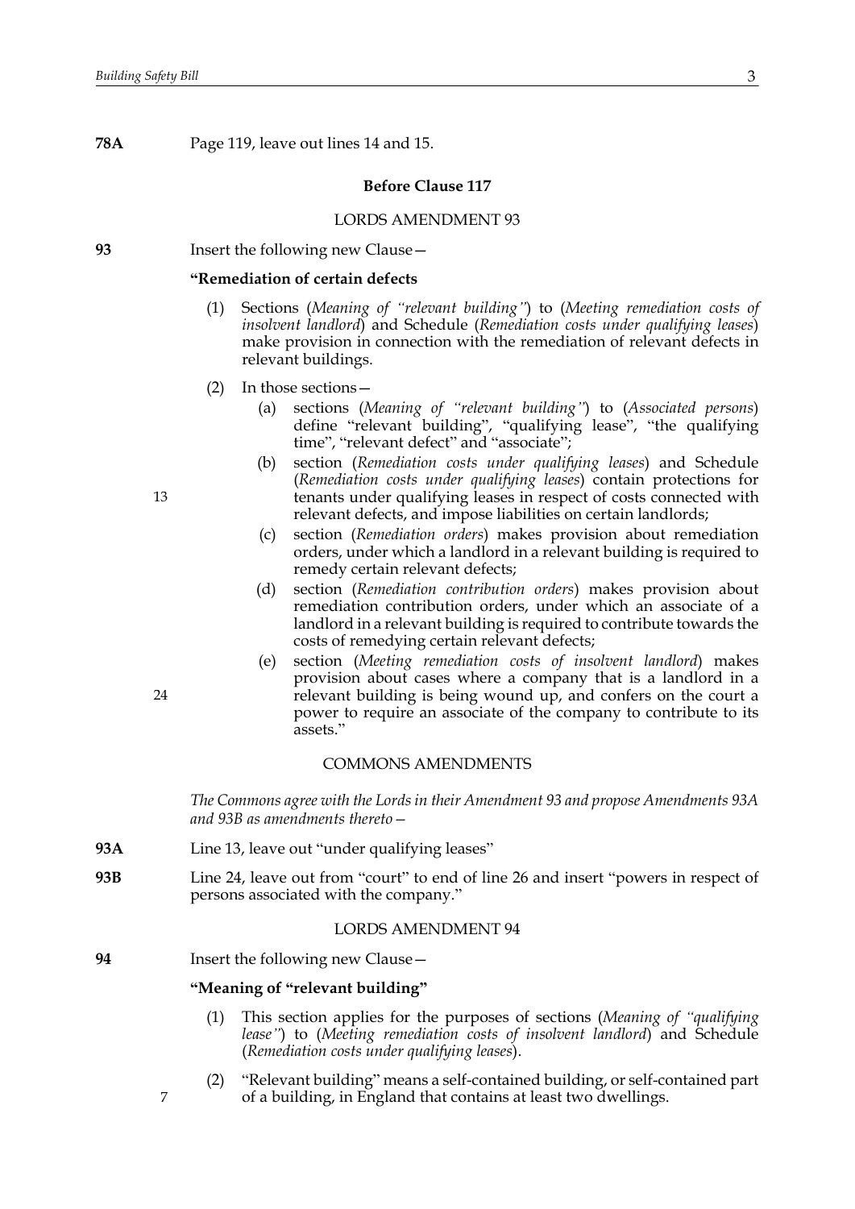**78A** Page 119, leave out lines 14 and 15.

### Before Clause 117

LORDS AMENDMENT 93

**93** Insert the following new Clause—

**"Remediation of certain defects**

(1) Sections (*Meaning of "relevant building"*) to (*Meeting remediation costs of insolvent landlord*) and Schedule (*Remediation costs under qualifying leases*) make provision in connection with the remediation of relevant defects in relevant buildings.

(2) In those sections—

(a) sections (*Meaning of "relevant building"*) to (*Associated persons*) define "relevant building", "qualifying lease", "the qualifying time", "relevant defect" and "associate";

(b) section (*Remediation costs under qualifying leases*) and Schedule (*Remediation costs under qualifying leases*) contain protections for tenants under qualifying leases in respect of costs connected with relevant defects, and impose liabilities on certain landlords;

(c) section (*Remediation orders*) makes provision about remediation orders, under which a landlord in a relevant building is required to remedy certain relevant defects;

(d) section (*Remediation contribution orders*) makes provision about remediation contribution orders, under which an associate of a landlord in a relevant building is required to contribute towards the costs of remedying certain relevant defects;

(e) section (*Meeting remediation costs of insolvent landlord*) makes provision about cases where a company that is a landlord in a relevant building is being wound up, and confers on the court a power to require an associate of the company to contribute to its assets."

COMMONS AMENDMENTS

*The Commons agree with the Lords in their Amendment 93 and propose Amendments 93A and 93B as amendments thereto—*

**93A** Line 13, leave out "under qualifying leases"

**93B** Line 24, leave out from "court" to end of line 26 and insert "powers in respect of persons associated with the company."

LORDS AMENDMENT 94

**94** Insert the following new Clause—

**"Meaning of "relevant building"**

(1) This section applies for the purposes of sections (*Meaning of "qualifying lease"*) to (*Meeting remediation costs of insolvent landlord*) and Schedule (*Remediation costs under qualifying leases*).

(2) "Relevant building" means a self-contained building, or self-contained part of a building, in England that contains at least two dwellings.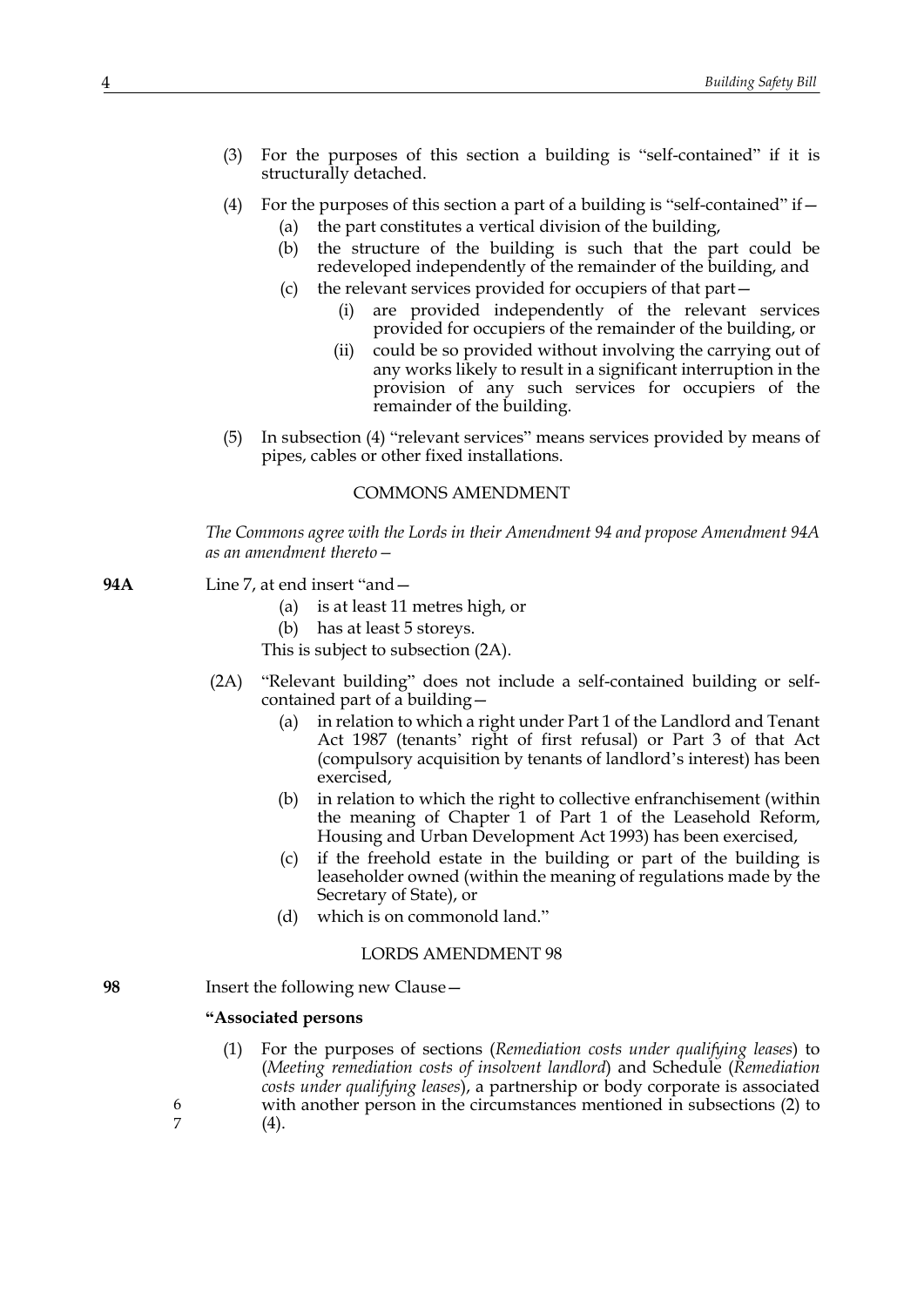(3) For the purposes of this section a building is "self-contained" if it is structurally detached.

(4) For the purposes of this section a part of a building is "self-contained" if—

   (a) the part constitutes a vertical division of the building,

   (b) the structure of the building is such that the part could be redeveloped independently of the remainder of the building, and

   (c) the relevant services provided for occupiers of that part—

      (i) are provided independently of the relevant services provided for occupiers of the remainder of the building, or

      (ii) could be so provided without involving the carrying out of any works likely to result in a significant interruption in the provision of any such services for occupiers of the remainder of the building.

(5) In subsection (4) "relevant services" means services provided by means of pipes, cables or other fixed installations.

COMMONS AMENDMENT

*The Commons agree with the Lords in their Amendment 94 and propose Amendment 94A as an amendment thereto—*

**94A** Line 7, at end insert "and—

   (a) is at least 11 metres high, or

   (b) has at least 5 storeys.

This is subject to subsection (2A).

(2A) "Relevant building" does not include a self-contained building or self-contained part of a building—

   (a) in relation to which a right under Part 1 of the Landlord and Tenant Act 1987 (tenants' right of first refusal) or Part 3 of that Act (compulsory acquisition by tenants of landlord's interest) has been exercised,

   (b) in relation to which the right to collective enfranchisement (within the meaning of Chapter 1 of Part 1 of the Leasehold Reform, Housing and Urban Development Act 1993) has been exercised,

   (c) if the freehold estate in the building or part of the building is leaseholder owned (within the meaning of regulations made by the Secretary of State), or

   (d) which is on commonold land."

LORDS AMENDMENT 98

**98** Insert the following new Clause—

**"Associated persons**

(1) For the purposes of sections (*Remediation costs under qualifying leases*) to (*Meeting remediation costs of insolvent landlord*) and Schedule (*Remediation costs under qualifying leases*), a partnership or body corporate is associated with another person in the circumstances mentioned in subsections (2) to (4).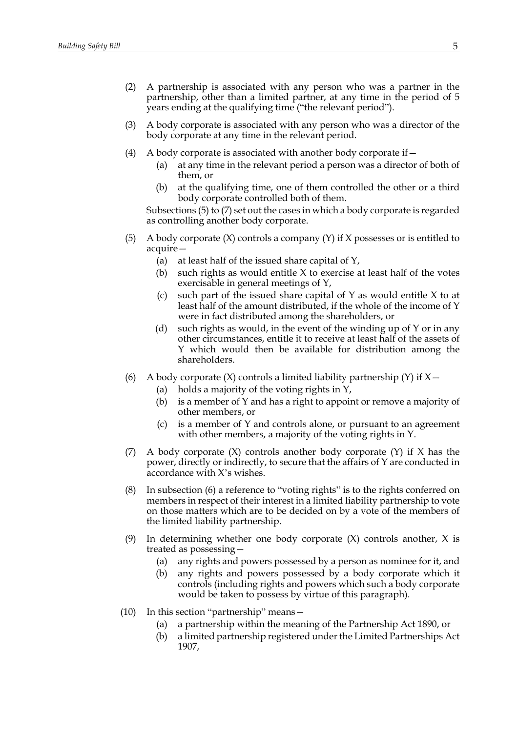(2) A partnership is associated with any person who was a partner in the partnership, other than a limited partner, at any time in the period of 5 years ending at the qualifying time ("the relevant period").

(3) A body corporate is associated with any person who was a director of the body corporate at any time in the relevant period.

(4) A body corporate is associated with another body corporate if—

  (a) at any time in the relevant period a person was a director of both of them, or

  (b) at the qualifying time, one of them controlled the other or a third body corporate controlled both of them.

Subsections (5) to (7) set out the cases in which a body corporate is regarded as controlling another body corporate.

(5) A body corporate (X) controls a company (Y) if X possesses or is entitled to acquire—

  (a) at least half of the issued share capital of Y,

  (b) such rights as would entitle X to exercise at least half of the votes exercisable in general meetings of Y,

  (c) such part of the issued share capital of Y as would entitle X to at least half of the amount distributed, if the whole of the income of Y were in fact distributed among the shareholders, or

  (d) such rights as would, in the event of the winding up of Y or in any other circumstances, entitle it to receive at least half of the assets of Y which would then be available for distribution among the shareholders.

(6) A body corporate (X) controls a limited liability partnership (Y) if X—

  (a) holds a majority of the voting rights in Y,

  (b) is a member of Y and has a right to appoint or remove a majority of other members, or

  (c) is a member of Y and controls alone, or pursuant to an agreement with other members, a majority of the voting rights in Y.

(7) A body corporate (X) controls another body corporate (Y) if X has the power, directly or indirectly, to secure that the affairs of Y are conducted in accordance with X's wishes.

(8) In subsection (6) a reference to "voting rights" is to the rights conferred on members in respect of their interest in a limited liability partnership to vote on those matters which are to be decided on by a vote of the members of the limited liability partnership.

(9) In determining whether one body corporate (X) controls another, X is treated as possessing—

  (a) any rights and powers possessed by a person as nominee for it, and

  (b) any rights and powers possessed by a body corporate which it controls (including rights and powers which such a body corporate would be taken to possess by virtue of this paragraph).

(10) In this section "partnership" means—

  (a) a partnership within the meaning of the Partnership Act 1890, or

  (b) a limited partnership registered under the Limited Partnerships Act 1907,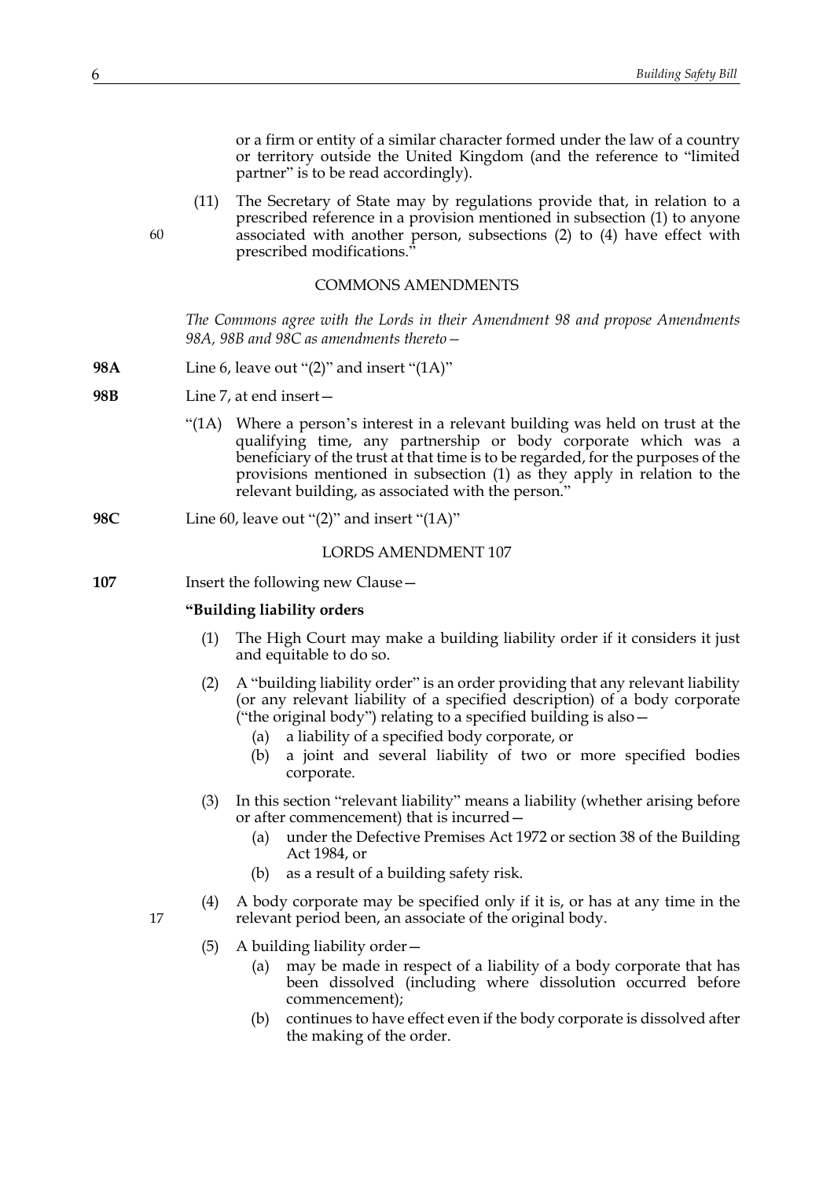or a firm or entity of a similar character formed under the law of a country or territory outside the United Kingdom (and the reference to "limited partner" is to be read accordingly).

(11) The Secretary of State may by regulations provide that, in relation to a prescribed reference in a provision mentioned in subsection (1) to anyone associated with another person, subsections (2) to (4) have effect with prescribed modifications."

COMMONS AMENDMENTS

*The Commons agree with the Lords in their Amendment 98 and propose Amendments 98A, 98B and 98C as amendments thereto—*

**98A** Line 6, leave out "(2)" and insert "(1A)"

**98B** Line 7, at end insert—

"(1A) Where a person's interest in a relevant building was held on trust at the qualifying time, any partnership or body corporate which was a beneficiary of the trust at that time is to be regarded, for the purposes of the provisions mentioned in subsection (1) as they apply in relation to the relevant building, as associated with the person."

**98C** Line 60, leave out "(2)" and insert "(1A)"

LORDS AMENDMENT 107

**107** Insert the following new Clause—

**"Building liability orders**

(1) The High Court may make a building liability order if it considers it just and equitable to do so.

(2) A "building liability order" is an order providing that any relevant liability (or any relevant liability of a specified description) of a body corporate ("the original body") relating to a specified building is also—

(a) a liability of a specified body corporate, or

(b) a joint and several liability of two or more specified bodies corporate.

(3) In this section "relevant liability" means a liability (whether arising before or after commencement) that is incurred—

(a) under the Defective Premises Act 1972 or section 38 of the Building Act 1984, or

(b) as a result of a building safety risk.

(4) A body corporate may be specified only if it is, or has at any time in the relevant period been, an associate of the original body.

(5) A building liability order—

(a) may be made in respect of a liability of a body corporate that has been dissolved (including where dissolution occurred before commencement);

(b) continues to have effect even if the body corporate is dissolved after the making of the order.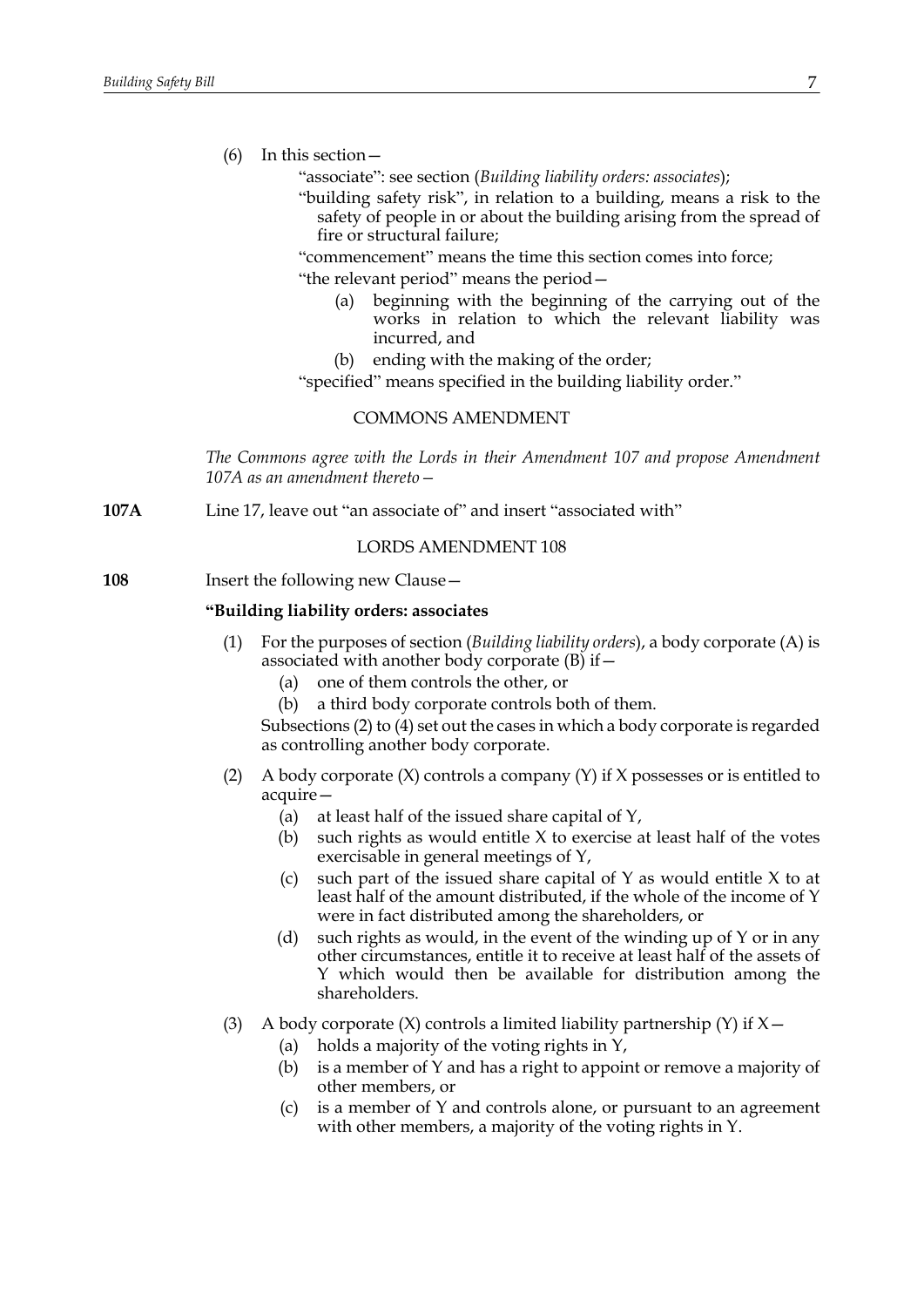(6) In this section—

"associate": see section (*Building liability orders: associates*);

"building safety risk", in relation to a building, means a risk to the safety of people in or about the building arising from the spread of fire or structural failure;

"commencement" means the time this section comes into force;

"the relevant period" means the period—

(a) beginning with the beginning of the carrying out of the works in relation to which the relevant liability was incurred, and

(b) ending with the making of the order;

"specified" means specified in the building liability order."

COMMONS AMENDMENT

*The Commons agree with the Lords in their Amendment 107 and propose Amendment 107A as an amendment thereto—*

**107A** Line 17, leave out "an associate of" and insert "associated with"

LORDS AMENDMENT 108

**108** Insert the following new Clause—

**"Building liability orders: associates**

(1) For the purposes of section (*Building liability orders*), a body corporate (A) is associated with another body corporate (B) if—

(a) one of them controls the other, or

(b) a third body corporate controls both of them.

Subsections (2) to (4) set out the cases in which a body corporate is regarded as controlling another body corporate.

(2) A body corporate (X) controls a company (Y) if X possesses or is entitled to acquire—

(a) at least half of the issued share capital of Y,

(b) such rights as would entitle X to exercise at least half of the votes exercisable in general meetings of Y,

(c) such part of the issued share capital of Y as would entitle X to at least half of the amount distributed, if the whole of the income of Y were in fact distributed among the shareholders, or

(d) such rights as would, in the event of the winding up of Y or in any other circumstances, entitle it to receive at least half of the assets of Y which would then be available for distribution among the shareholders.

(3) A body corporate (X) controls a limited liability partnership (Y) if X—

(a) holds a majority of the voting rights in Y,

(b) is a member of Y and has a right to appoint or remove a majority of other members, or

(c) is a member of Y and controls alone, or pursuant to an agreement with other members, a majority of the voting rights in Y.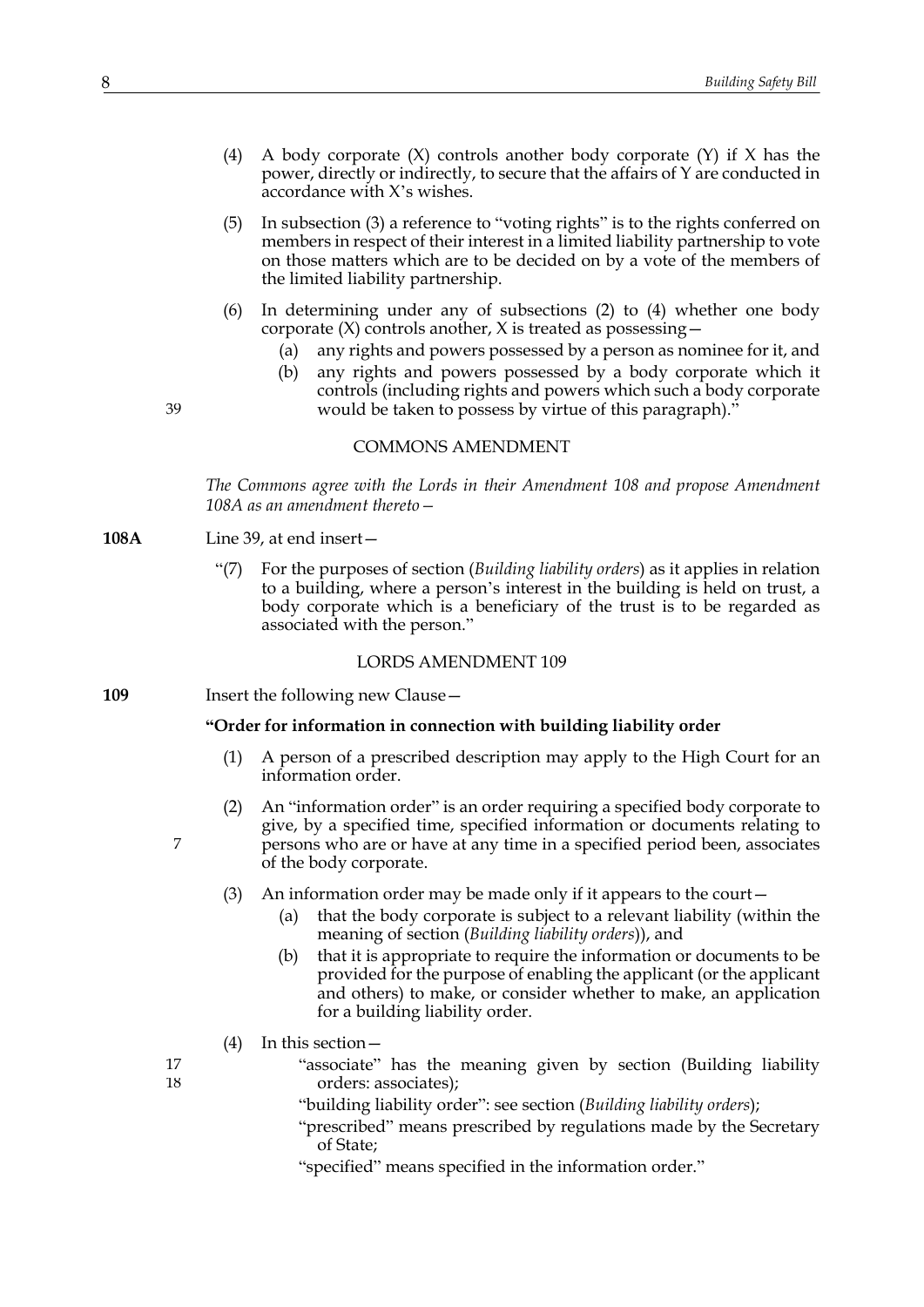(4) A body corporate (X) controls another body corporate (Y) if X has the power, directly or indirectly, to secure that the affairs of Y are conducted in accordance with X's wishes.

(5) In subsection (3) a reference to "voting rights" is to the rights conferred on members in respect of their interest in a limited liability partnership to vote on those matters which are to be decided on by a vote of the members of the limited liability partnership.

(6) In determining under any of subsections (2) to (4) whether one body corporate (X) controls another, X is treated as possessing—

(a) any rights and powers possessed by a person as nominee for it, and

(b) any rights and powers possessed by a body corporate which it controls (including rights and powers which such a body corporate would be taken to possess by virtue of this paragraph)."

39

COMMONS AMENDMENT

*The Commons agree with the Lords in their Amendment 108 and propose Amendment 108A as an amendment thereto—*

**108A** Line 39, at end insert—

"(7) For the purposes of section (*Building liability orders*) as it applies in relation to a building, where a person's interest in the building is held on trust, a body corporate which is a beneficiary of the trust is to be regarded as associated with the person."

LORDS AMENDMENT 109

**109** Insert the following new Clause—

**"Order for information in connection with building liability order**

(1) A person of a prescribed description may apply to the High Court for an information order.

(2) An "information order" is an order requiring a specified body corporate to give, by a specified time, specified information or documents relating to persons who are or have at any time in a specified period been, associates of the body corporate.

7

(3) An information order may be made only if it appears to the court—

(a) that the body corporate is subject to a relevant liability (within the meaning of section (*Building liability orders*)), and

(b) that it is appropriate to require the information or documents to be provided for the purpose of enabling the applicant (or the applicant and others) to make, or consider whether to make, an application for a building liability order.

(4) In this section—

17
18

"associate" has the meaning given by section (Building liability orders: associates);

"building liability order": see section (*Building liability orders*);

"prescribed" means prescribed by regulations made by the Secretary of State;

"specified" means specified in the information order."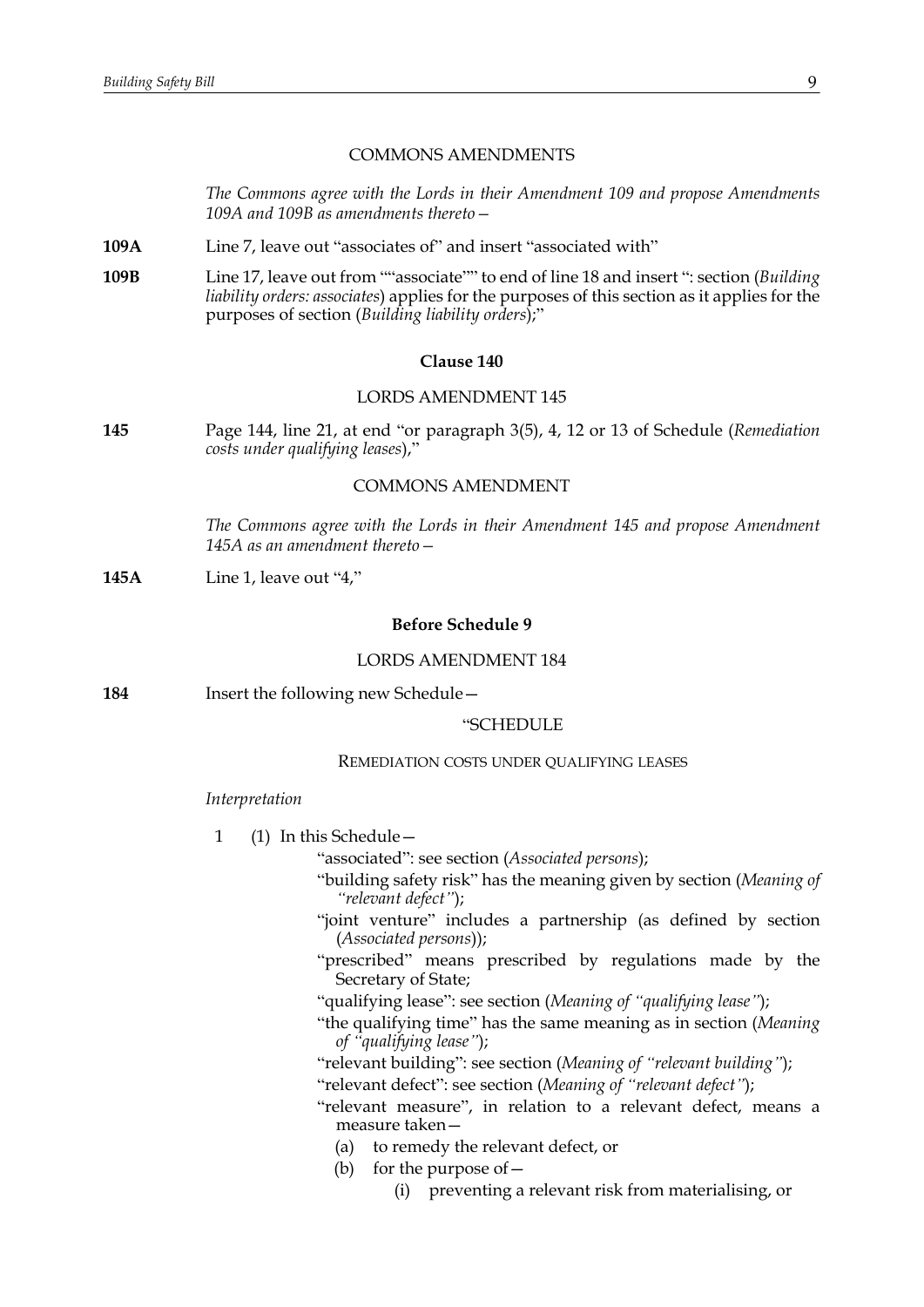COMMONS AMENDMENTS

*The Commons agree with the Lords in their Amendment 109 and propose Amendments 109A and 109B as amendments thereto—*

**109A** Line 7, leave out "associates of" and insert "associated with"

**109B** Line 17, leave out from ""associate"" to end of line 18 and insert ": section (*Building liability orders: associates*) applies for the purposes of this section as it applies for the purposes of section (*Building liability orders*);"

**Clause 140**

LORDS AMENDMENT 145

**145** Page 144, line 21, at end "or paragraph 3(5), 4, 12 or 13 of Schedule (*Remediation costs under qualifying leases*),"

COMMONS AMENDMENT

*The Commons agree with the Lords in their Amendment 145 and propose Amendment 145A as an amendment thereto—*

**145A** Line 1, leave out "4,"

**Before Schedule 9**

LORDS AMENDMENT 184

**184** Insert the following new Schedule—

"SCHEDULE

REMEDIATION COSTS UNDER QUALIFYING LEASES

*Interpretation*

1 (1) In this Schedule—

"associated": see section (*Associated persons*);

"building safety risk" has the meaning given by section (*Meaning of "relevant defect"*);

"joint venture" includes a partnership (as defined by section (*Associated persons*));

"prescribed" means prescribed by regulations made by the Secretary of State;

"qualifying lease": see section (*Meaning of "qualifying lease"*);

"the qualifying time" has the same meaning as in section (*Meaning of "qualifying lease"*);

"relevant building": see section (*Meaning of "relevant building"*);

"relevant defect": see section (*Meaning of "relevant defect"*);

"relevant measure", in relation to a relevant defect, means a measure taken—

(a) to remedy the relevant defect, or

(b) for the purpose of—

(i) preventing a relevant risk from materialising, or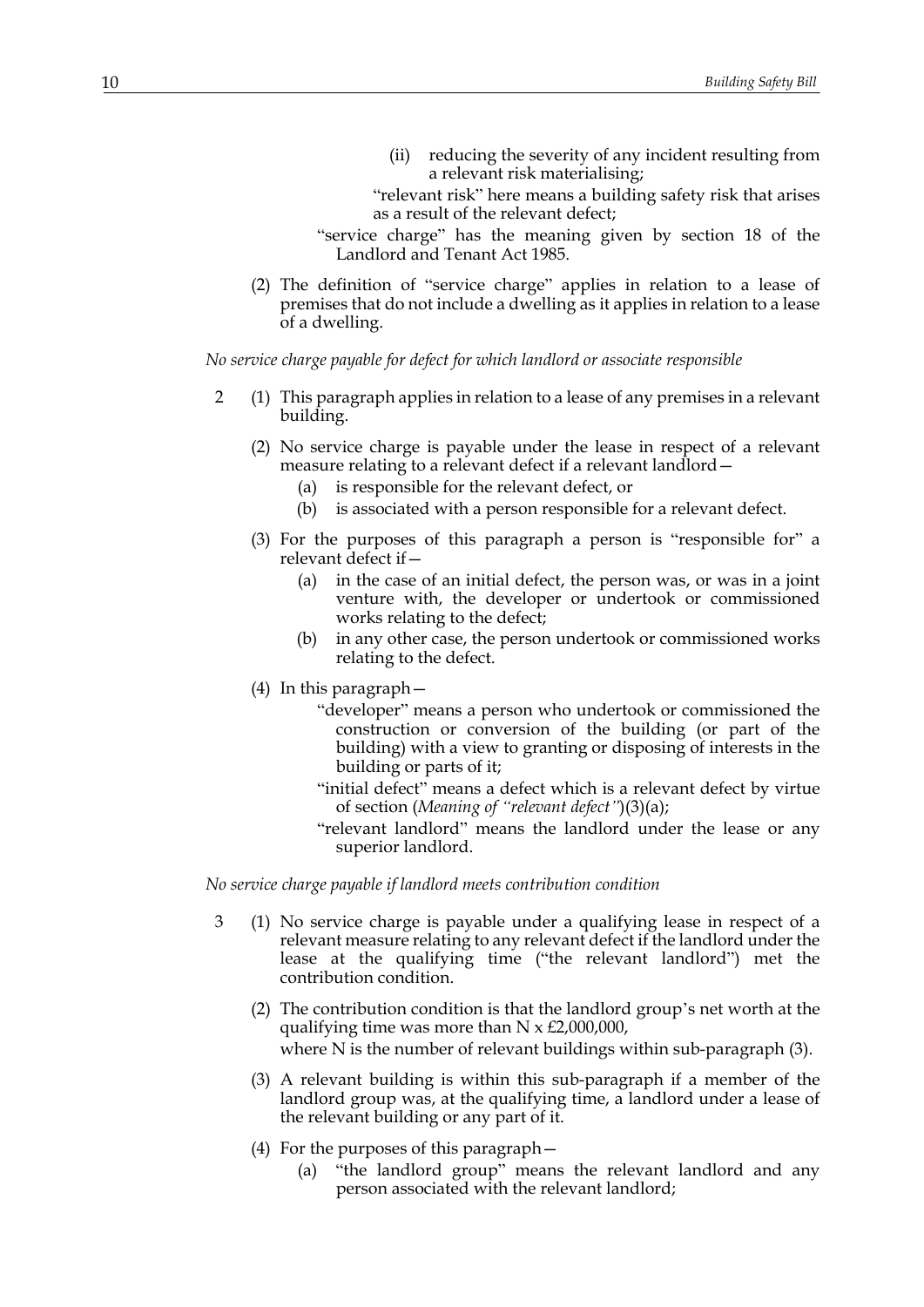(ii) reducing the severity of any incident resulting from a relevant risk materialising;

"relevant risk" here means a building safety risk that arises as a result of the relevant defect;

"service charge" has the meaning given by section 18 of the Landlord and Tenant Act 1985.

(2) The definition of "service charge" applies in relation to a lease of premises that do not include a dwelling as it applies in relation to a lease of a dwelling.

*No service charge payable for defect for which landlord or associate responsible*

2 (1) This paragraph applies in relation to a lease of any premises in a relevant building.

(2) No service charge is payable under the lease in respect of a relevant measure relating to a relevant defect if a relevant landlord—

(a) is responsible for the relevant defect, or

(b) is associated with a person responsible for a relevant defect.

(3) For the purposes of this paragraph a person is "responsible for" a relevant defect if—

(a) in the case of an initial defect, the person was, or was in a joint venture with, the developer or undertook or commissioned works relating to the defect;

(b) in any other case, the person undertook or commissioned works relating to the defect.

(4) In this paragraph—

"developer" means a person who undertook or commissioned the construction or conversion of the building (or part of the building) with a view to granting or disposing of interests in the building or parts of it;

"initial defect" means a defect which is a relevant defect by virtue of section (*Meaning of "relevant defect"*)(3)(a);

"relevant landlord" means the landlord under the lease or any superior landlord.

*No service charge payable if landlord meets contribution condition*

3 (1) No service charge is payable under a qualifying lease in respect of a relevant measure relating to any relevant defect if the landlord under the lease at the qualifying time ("the relevant landlord") met the contribution condition.

(2) The contribution condition is that the landlord group's net worth at the qualifying time was more than N x £2,000,000,

where N is the number of relevant buildings within sub-paragraph (3).

(3) A relevant building is within this sub-paragraph if a member of the landlord group was, at the qualifying time, a landlord under a lease of the relevant building or any part of it.

(4) For the purposes of this paragraph—

(a) "the landlord group" means the relevant landlord and any person associated with the relevant landlord;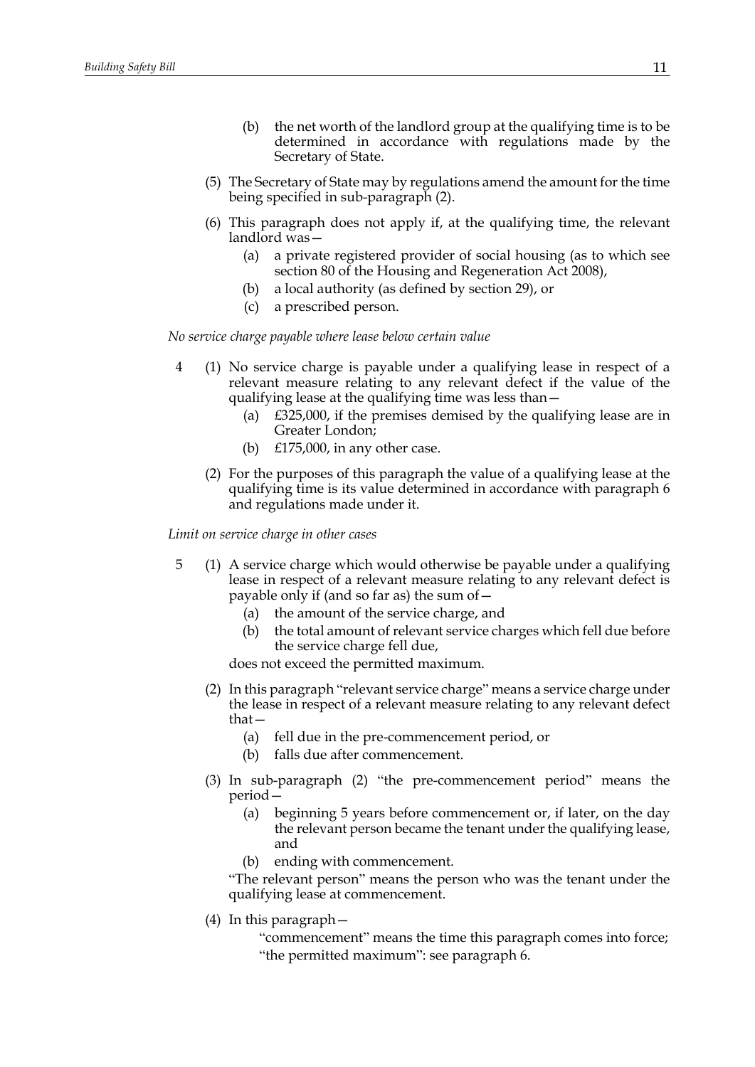(b) the net worth of the landlord group at the qualifying time is to be determined in accordance with regulations made by the Secretary of State.

(5) The Secretary of State may by regulations amend the amount for the time being specified in sub-paragraph (2).

(6) This paragraph does not apply if, at the qualifying time, the relevant landlord was—

(a) a private registered provider of social housing (as to which see section 80 of the Housing and Regeneration Act 2008),

(b) a local authority (as defined by section 29), or

(c) a prescribed person.

*No service charge payable where lease below certain value*

4 (1) No service charge is payable under a qualifying lease in respect of a relevant measure relating to any relevant defect if the value of the qualifying lease at the qualifying time was less than—

(a) £325,000, if the premises demised by the qualifying lease are in Greater London;

(b) £175,000, in any other case.

(2) For the purposes of this paragraph the value of a qualifying lease at the qualifying time is its value determined in accordance with paragraph 6 and regulations made under it.

*Limit on service charge in other cases*

5 (1) A service charge which would otherwise be payable under a qualifying lease in respect of a relevant measure relating to any relevant defect is payable only if (and so far as) the sum of—

(a) the amount of the service charge, and

(b) the total amount of relevant service charges which fell due before the service charge fell due,

does not exceed the permitted maximum.

(2) In this paragraph "relevant service charge" means a service charge under the lease in respect of a relevant measure relating to any relevant defect that—

(a) fell due in the pre-commencement period, or

(b) falls due after commencement.

(3) In sub-paragraph (2) "the pre-commencement period" means the period—

(a) beginning 5 years before commencement or, if later, on the day the relevant person became the tenant under the qualifying lease, and

(b) ending with commencement.

"The relevant person" means the person who was the tenant under the qualifying lease at commencement.

(4) In this paragraph—

"commencement" means the time this paragraph comes into force;

"the permitted maximum": see paragraph 6.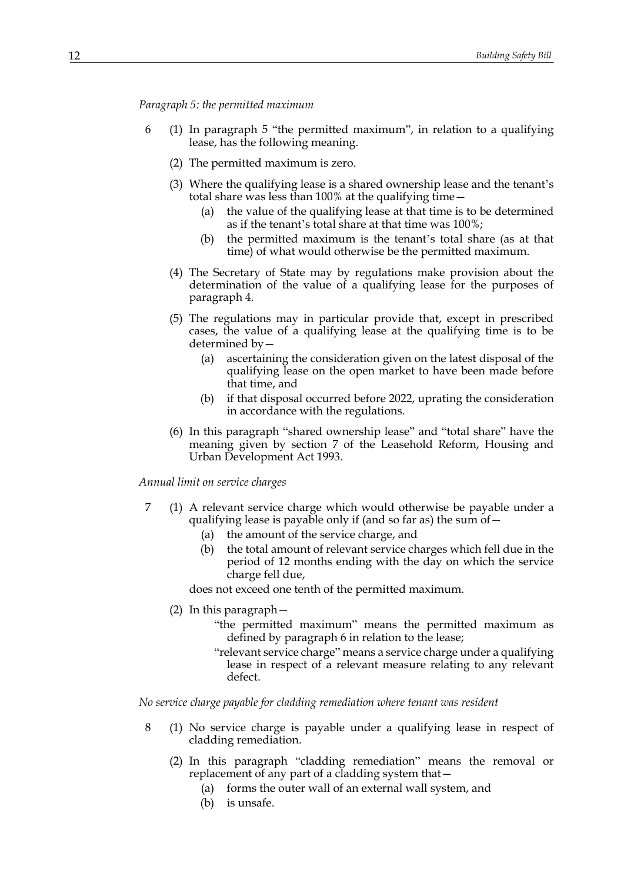*Paragraph 5: the permitted maximum*

6 (1) In paragraph 5 "the permitted maximum", in relation to a qualifying lease, has the following meaning.

(2) The permitted maximum is zero.

(3) Where the qualifying lease is a shared ownership lease and the tenant's total share was less than 100% at the qualifying time—

(a) the value of the qualifying lease at that time is to be determined as if the tenant's total share at that time was 100%;

(b) the permitted maximum is the tenant's total share (as at that time) of what would otherwise be the permitted maximum.

(4) The Secretary of State may by regulations make provision about the determination of the value of a qualifying lease for the purposes of paragraph 4.

(5) The regulations may in particular provide that, except in prescribed cases, the value of a qualifying lease at the qualifying time is to be determined by—

(a) ascertaining the consideration given on the latest disposal of the qualifying lease on the open market to have been made before that time, and

(b) if that disposal occurred before 2022, uprating the consideration in accordance with the regulations.

(6) In this paragraph "shared ownership lease" and "total share" have the meaning given by section 7 of the Leasehold Reform, Housing and Urban Development Act 1993.

*Annual limit on service charges*

7 (1) A relevant service charge which would otherwise be payable under a qualifying lease is payable only if (and so far as) the sum of—

(a) the amount of the service charge, and

(b) the total amount of relevant service charges which fell due in the period of 12 months ending with the day on which the service charge fell due,

does not exceed one tenth of the permitted maximum.

(2) In this paragraph—

"the permitted maximum" means the permitted maximum as defined by paragraph 6 in relation to the lease;

"relevant service charge" means a service charge under a qualifying lease in respect of a relevant measure relating to any relevant defect.

*No service charge payable for cladding remediation where tenant was resident*

8 (1) No service charge is payable under a qualifying lease in respect of cladding remediation.

(2) In this paragraph "cladding remediation" means the removal or replacement of any part of a cladding system that—

(a) forms the outer wall of an external wall system, and

(b) is unsafe.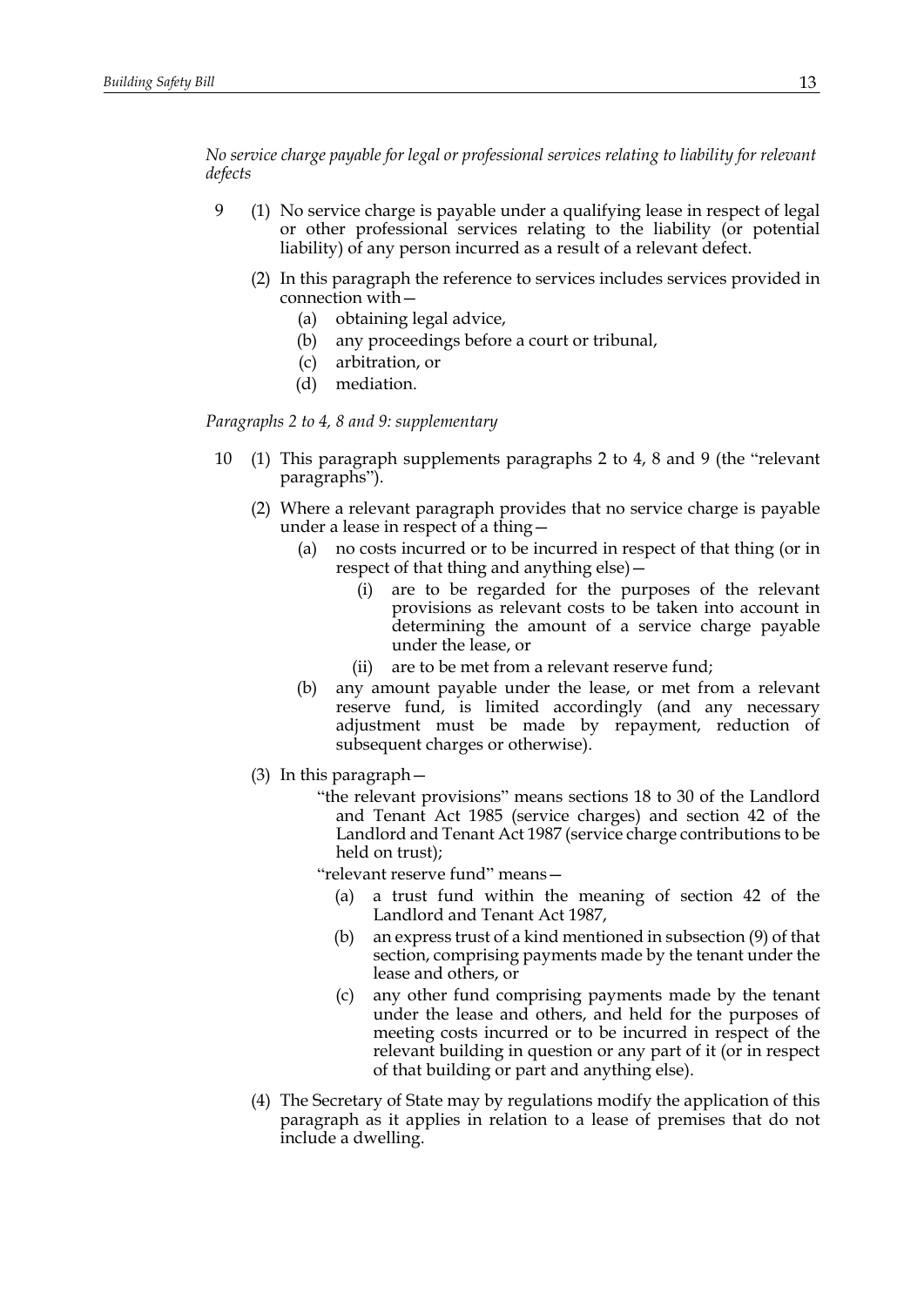*No service charge payable for legal or professional services relating to liability for relevant defects*

9 (1) No service charge is payable under a qualifying lease in respect of legal or other professional services relating to the liability (or potential liability) of any person incurred as a result of a relevant defect.

(2) In this paragraph the reference to services includes services provided in connection with—

- (a) obtaining legal advice,
- (b) any proceedings before a court or tribunal,
- (c) arbitration, or
- (d) mediation.

*Paragraphs 2 to 4, 8 and 9: supplementary*

10 (1) This paragraph supplements paragraphs 2 to 4, 8 and 9 (the "relevant paragraphs").

(2) Where a relevant paragraph provides that no service charge is payable under a lease in respect of a thing—

- (a) no costs incurred or to be incurred in respect of that thing (or in respect of that thing and anything else)—
  - (i) are to be regarded for the purposes of the relevant provisions as relevant costs to be taken into account in determining the amount of a service charge payable under the lease, or
  - (ii) are to be met from a relevant reserve fund;
- (b) any amount payable under the lease, or met from a relevant reserve fund, is limited accordingly (and any necessary adjustment must be made by repayment, reduction of subsequent charges or otherwise).

(3) In this paragraph—

"the relevant provisions" means sections 18 to 30 of the Landlord and Tenant Act 1985 (service charges) and section 42 of the Landlord and Tenant Act 1987 (service charge contributions to be held on trust);

"relevant reserve fund" means—

- (a) a trust fund within the meaning of section 42 of the Landlord and Tenant Act 1987,
- (b) an express trust of a kind mentioned in subsection (9) of that section, comprising payments made by the tenant under the lease and others, or
- (c) any other fund comprising payments made by the tenant under the lease and others, and held for the purposes of meeting costs incurred or to be incurred in respect of the relevant building in question or any part of it (or in respect of that building or part and anything else).

(4) The Secretary of State may by regulations modify the application of this paragraph as it applies in relation to a lease of premises that do not include a dwelling.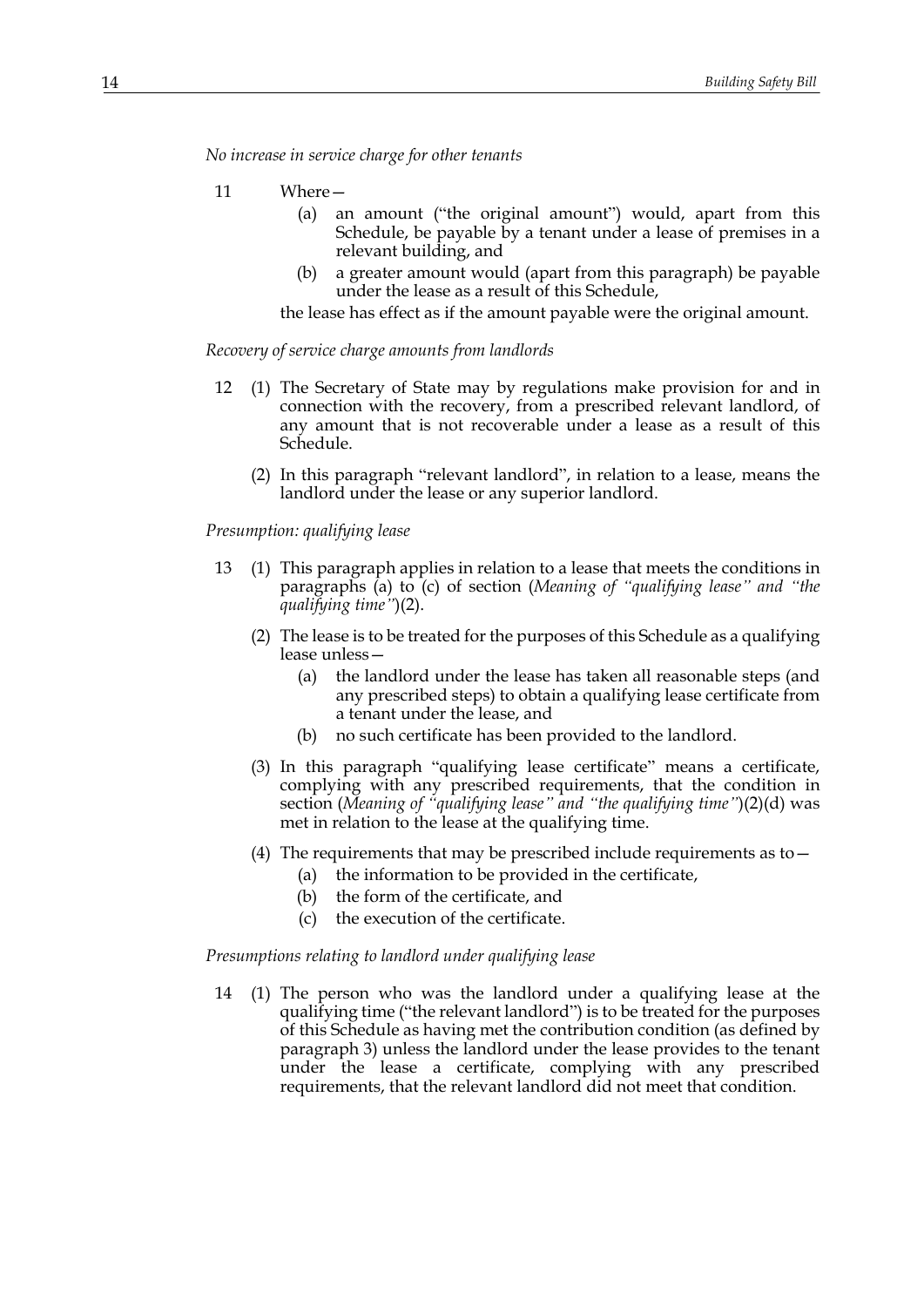*No increase in service charge for other tenants*

11 Where—

(a) an amount ("the original amount") would, apart from this Schedule, be payable by a tenant under a lease of premises in a relevant building, and

(b) a greater amount would (apart from this paragraph) be payable under the lease as a result of this Schedule,

the lease has effect as if the amount payable were the original amount.

*Recovery of service charge amounts from landlords*

12 (1) The Secretary of State may by regulations make provision for and in connection with the recovery, from a prescribed relevant landlord, of any amount that is not recoverable under a lease as a result of this Schedule.

(2) In this paragraph "relevant landlord", in relation to a lease, means the landlord under the lease or any superior landlord.

*Presumption: qualifying lease*

13 (1) This paragraph applies in relation to a lease that meets the conditions in paragraphs (a) to (c) of section (*Meaning of "qualifying lease" and "the qualifying time"*)(2).

(2) The lease is to be treated for the purposes of this Schedule as a qualifying lease unless—

(a) the landlord under the lease has taken all reasonable steps (and any prescribed steps) to obtain a qualifying lease certificate from a tenant under the lease, and

(b) no such certificate has been provided to the landlord.

(3) In this paragraph "qualifying lease certificate" means a certificate, complying with any prescribed requirements, that the condition in section (*Meaning of "qualifying lease" and "the qualifying time"*)(2)(d) was met in relation to the lease at the qualifying time.

(4) The requirements that may be prescribed include requirements as to—

(a) the information to be provided in the certificate,

(b) the form of the certificate, and

(c) the execution of the certificate.

*Presumptions relating to landlord under qualifying lease*

14 (1) The person who was the landlord under a qualifying lease at the qualifying time ("the relevant landlord") is to be treated for the purposes of this Schedule as having met the contribution condition (as defined by paragraph 3) unless the landlord under the lease provides to the tenant under the lease a certificate, complying with any prescribed requirements, that the relevant landlord did not meet that condition.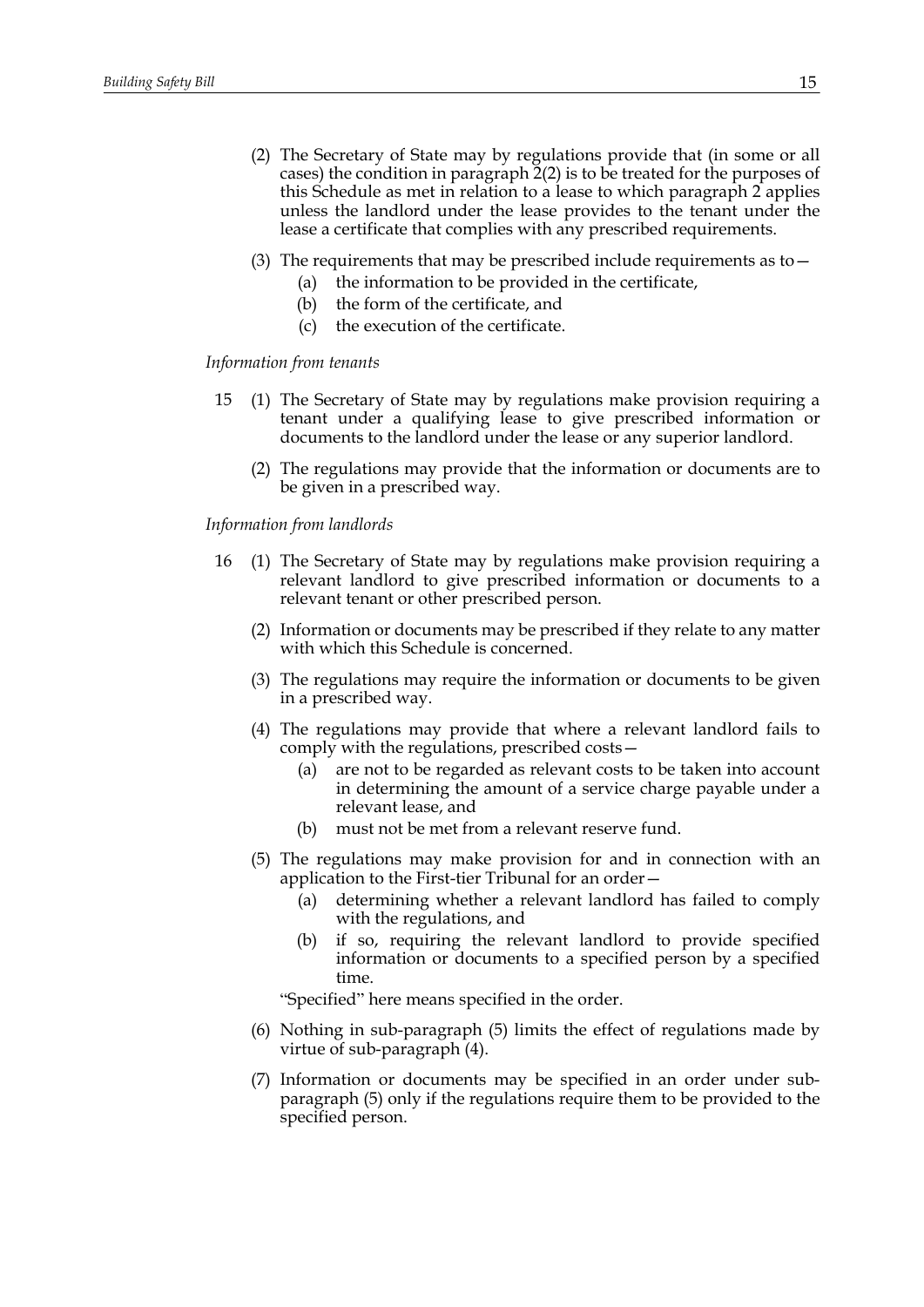(2) The Secretary of State may by regulations provide that (in some or all cases) the condition in paragraph 2(2) is to be treated for the purposes of this Schedule as met in relation to a lease to which paragraph 2 applies unless the landlord under the lease provides to the tenant under the lease a certificate that complies with any prescribed requirements.

(3) The requirements that may be prescribed include requirements as to—

(a) the information to be provided in the certificate,

(b) the form of the certificate, and

(c) the execution of the certificate.

*Information from tenants*

15 (1) The Secretary of State may by regulations make provision requiring a tenant under a qualifying lease to give prescribed information or documents to the landlord under the lease or any superior landlord.

(2) The regulations may provide that the information or documents are to be given in a prescribed way.

*Information from landlords*

16 (1) The Secretary of State may by regulations make provision requiring a relevant landlord to give prescribed information or documents to a relevant tenant or other prescribed person.

(2) Information or documents may be prescribed if they relate to any matter with which this Schedule is concerned.

(3) The regulations may require the information or documents to be given in a prescribed way.

(4) The regulations may provide that where a relevant landlord fails to comply with the regulations, prescribed costs—

(a) are not to be regarded as relevant costs to be taken into account in determining the amount of a service charge payable under a relevant lease, and

(b) must not be met from a relevant reserve fund.

(5) The regulations may make provision for and in connection with an application to the First-tier Tribunal for an order—

(a) determining whether a relevant landlord has failed to comply with the regulations, and

(b) if so, requiring the relevant landlord to provide specified information or documents to a specified person by a specified time.

"Specified" here means specified in the order.

(6) Nothing in sub-paragraph (5) limits the effect of regulations made by virtue of sub-paragraph (4).

(7) Information or documents may be specified in an order under sub-paragraph (5) only if the regulations require them to be provided to the specified person.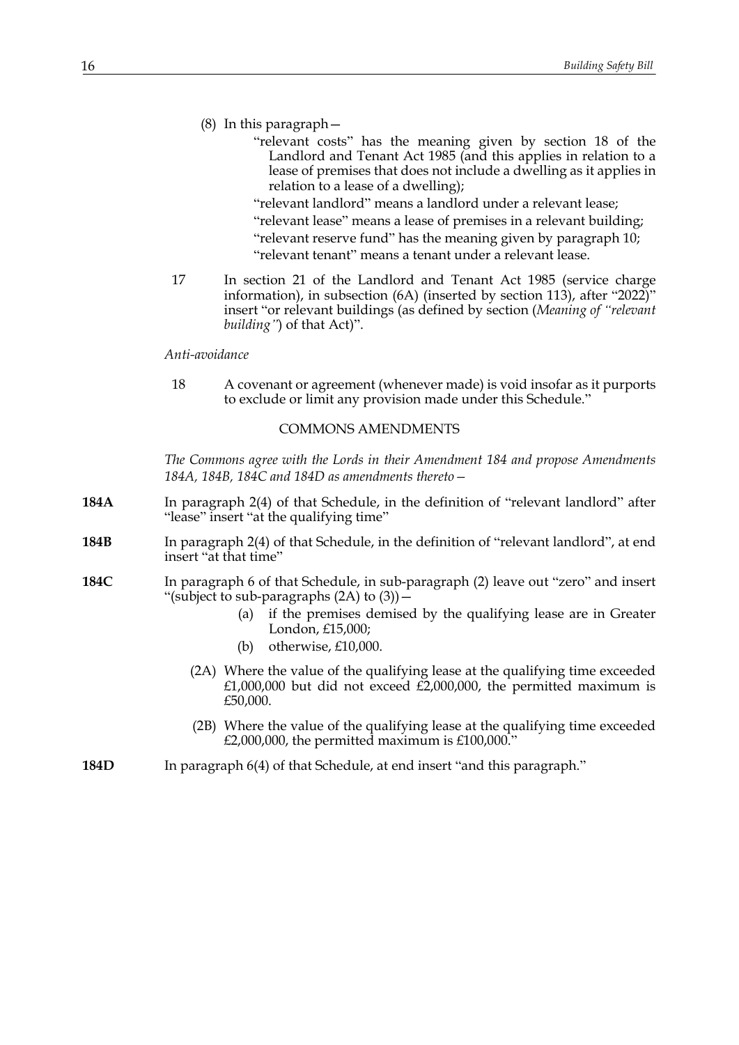(8) In this paragraph—

"relevant costs" has the meaning given by section 18 of the Landlord and Tenant Act 1985 (and this applies in relation to a lease of premises that does not include a dwelling as it applies in relation to a lease of a dwelling);

"relevant landlord" means a landlord under a relevant lease;

"relevant lease" means a lease of premises in a relevant building;

"relevant reserve fund" has the meaning given by paragraph 10;

"relevant tenant" means a tenant under a relevant lease.

17 In section 21 of the Landlord and Tenant Act 1985 (service charge information), in subsection (6A) (inserted by section 113), after "2022)" insert "or relevant buildings (as defined by section (*Meaning of "relevant building"*) of that Act)".

*Anti-avoidance*

18 A covenant or agreement (whenever made) is void insofar as it purports to exclude or limit any provision made under this Schedule."

## COMMONS AMENDMENTS

*The Commons agree with the Lords in their Amendment 184 and propose Amendments 184A, 184B, 184C and 184D as amendments thereto—*

**184A** In paragraph 2(4) of that Schedule, in the definition of "relevant landlord" after "lease" insert "at the qualifying time"

**184B** In paragraph 2(4) of that Schedule, in the definition of "relevant landlord", at end insert "at that time"

**184C** In paragraph 6 of that Schedule, in sub-paragraph (2) leave out "zero" and insert "(subject to sub-paragraphs (2A) to (3))—

(a) if the premises demised by the qualifying lease are in Greater London, £15,000;

(b) otherwise, £10,000.

(2A) Where the value of the qualifying lease at the qualifying time exceeded £1,000,000 but did not exceed £2,000,000, the permitted maximum is £50,000.

(2B) Where the value of the qualifying lease at the qualifying time exceeded £2,000,000, the permitted maximum is £100,000."

**184D** In paragraph 6(4) of that Schedule, at end insert "and this paragraph."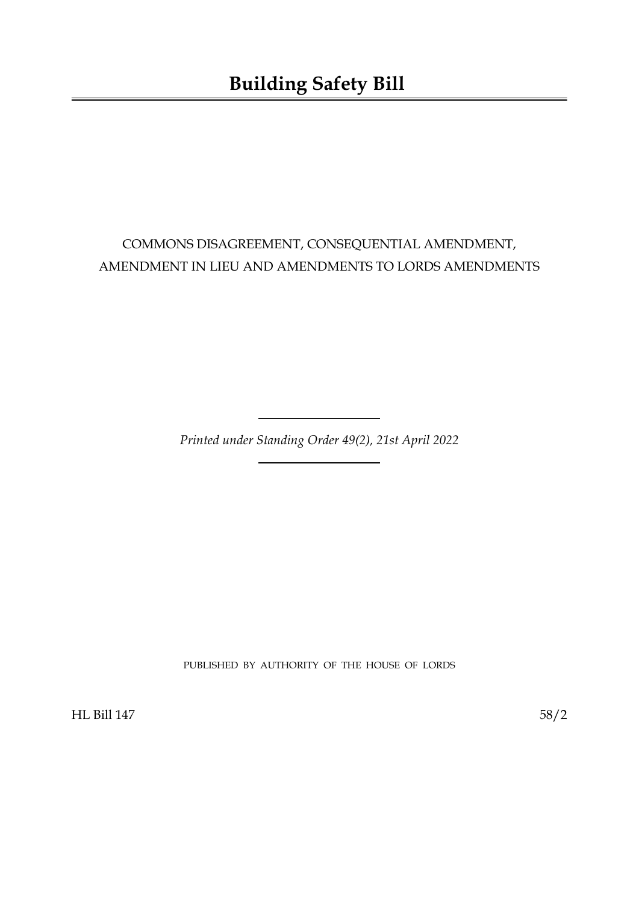# Building Safety Bill

COMMONS DISAGREEMENT, CONSEQUENTIAL AMENDMENT, AMENDMENT IN LIEU AND AMENDMENTS TO LORDS AMENDMENTS

*Printed under Standing Order 49(2), 21st April 2022*

PUBLISHED BY AUTHORITY OF THE HOUSE OF LORDS

HL Bill 147 58/2